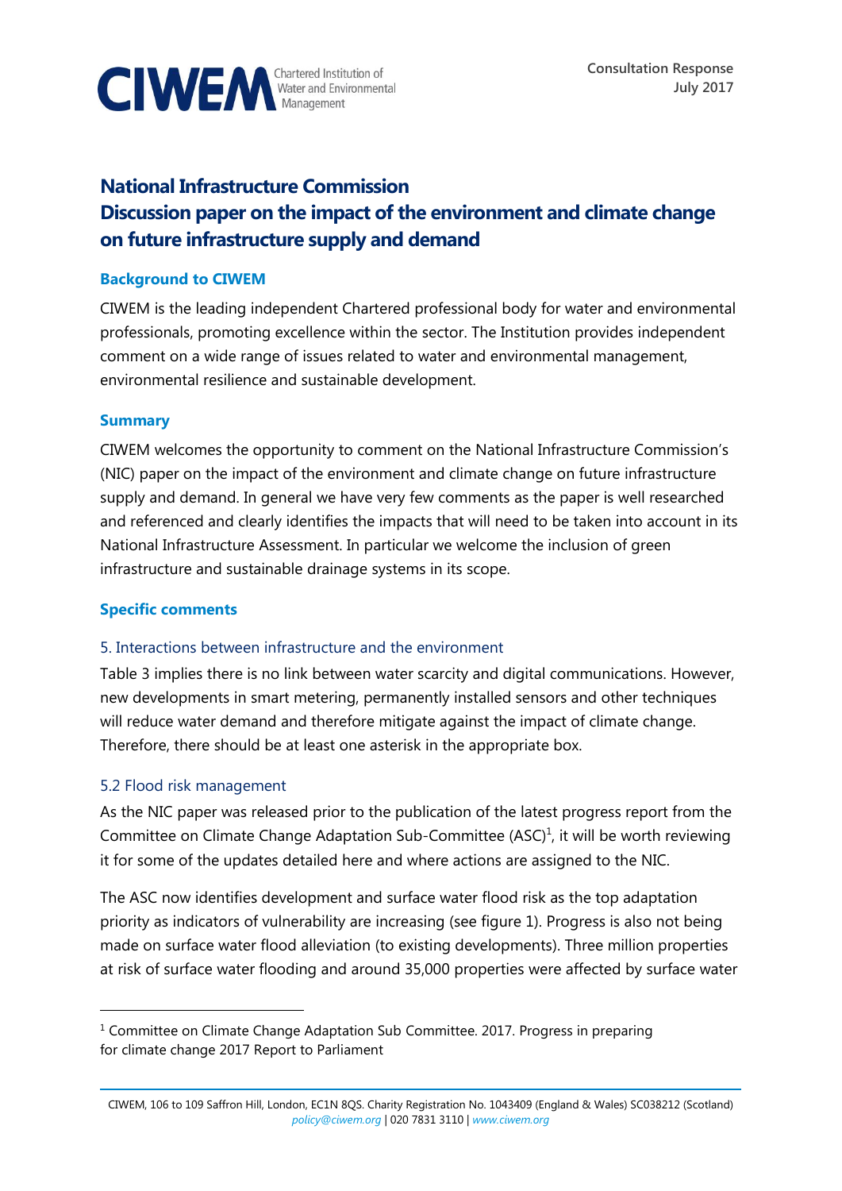**CIWEM** Chartered Institution of Water and Environmental Management

**Consultation Response**
**July 2017**

# National Infrastructure Commission
# Discussion paper on the impact of the environment and climate change on future infrastructure supply and demand

## Background to CIWEM

CIWEM is the leading independent Chartered professional body for water and environmental professionals, promoting excellence within the sector. The Institution provides independent comment on a wide range of issues related to water and environmental management, environmental resilience and sustainable development.

## Summary

CIWEM welcomes the opportunity to comment on the National Infrastructure Commission's (NIC) paper on the impact of the environment and climate change on future infrastructure supply and demand. In general we have very few comments as the paper is well researched and referenced and clearly identifies the impacts that will need to be taken into account in its National Infrastructure Assessment. In particular we welcome the inclusion of green infrastructure and sustainable drainage systems in its scope.

## Specific comments

### 5. Interactions between infrastructure and the environment

Table 3 implies there is no link between water scarcity and digital communications. However, new developments in smart metering, permanently installed sensors and other techniques will reduce water demand and therefore mitigate against the impact of climate change. Therefore, there should be at least one asterisk in the appropriate box.

### 5.2 Flood risk management

As the NIC paper was released prior to the publication of the latest progress report from the Committee on Climate Change Adaptation Sub-Committee (ASC)[1], it will be worth reviewing it for some of the updates detailed here and where actions are assigned to the NIC.

The ASC now identifies development and surface water flood risk as the top adaptation priority as indicators of vulnerability are increasing (see figure 1). Progress is also not being made on surface water flood alleviation (to existing developments). Three million properties at risk of surface water flooding and around 35,000 properties were affected by surface water

[1] Committee on Climate Change Adaptation Sub Committee. 2017. Progress in preparing for climate change 2017 Report to Parliament

CIWEM, 106 to 109 Saffron Hill, London, EC1N 8QS. Charity Registration No. 1043409 (England & Wales) SC038212 (Scotland)
policy@ciwem.org | 020 7831 3110 | www.ciwem.org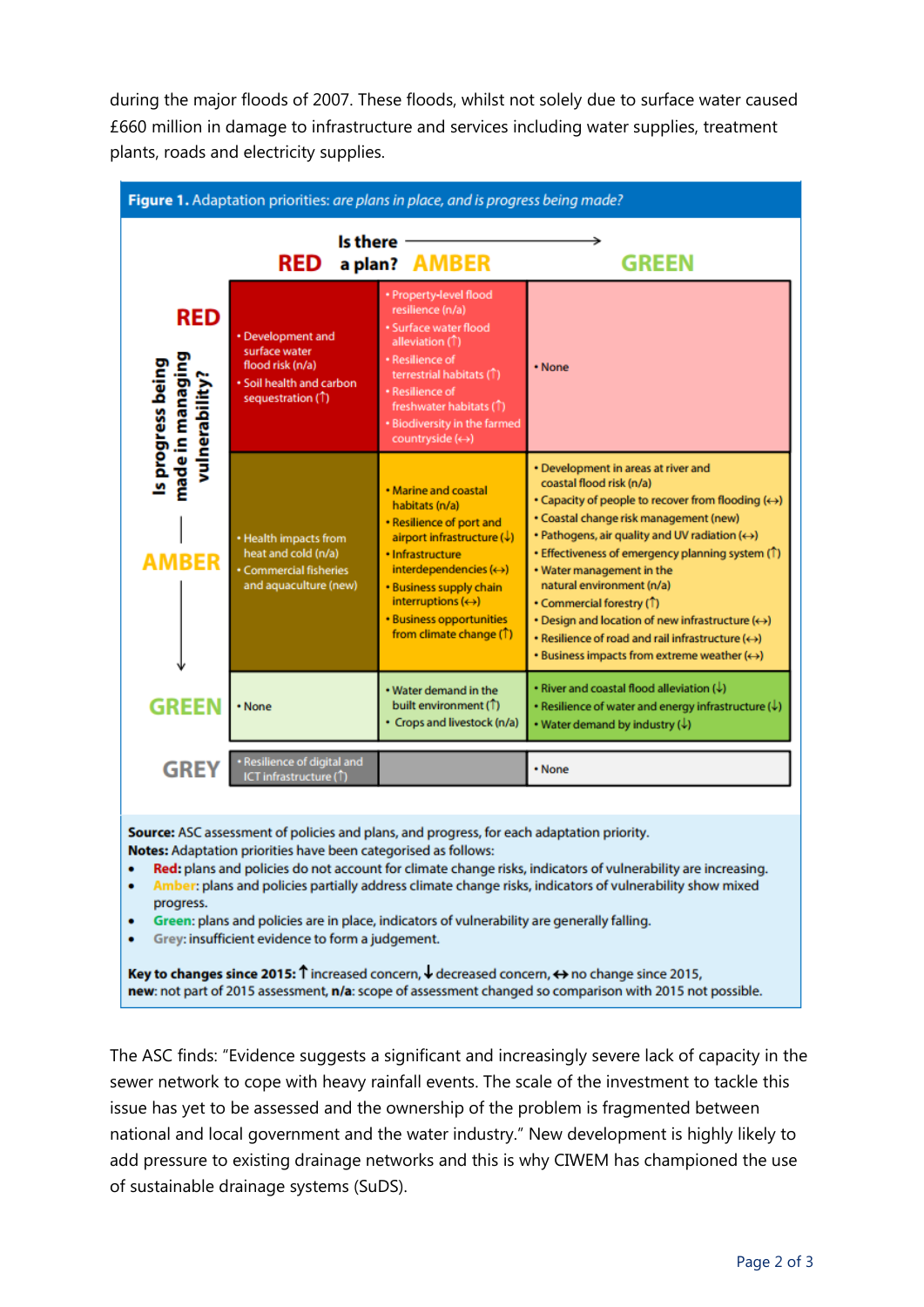during the major floods of 2007. These floods, whilst not solely due to surface water caused £660 million in damage to infrastructure and services including water supplies, treatment plants, roads and electricity supplies.

**Figure 1.** Adaptation priorities: *are plans in place, and is progress being made?*

| Is progress being made in managing vulnerability? / Is there a plan? | RED | AMBER | GREEN |
|---|---|---|---|
| **RED** | • Development and surface water flood risk (n/a)<br>• Soil health and carbon sequestration (↑) | • Property-level flood resilience (n/a)<br>• Surface water flood alleviation (↑)<br>• Resilience of terrestrial habitats (↑)<br>• Resilience of freshwater habitats (↑)<br>• Biodiversity in the farmed countryside (↔) | • None |
| **AMBER** | • Health impacts from heat and cold (n/a)<br>• Commercial fisheries and aquaculture (new) | • Marine and coastal habitats (n/a)<br>• Resilience of port and airport infrastructure (↓)<br>• Infrastructure interdependencies (↔)<br>• Business supply chain interruptions (↔)<br>• Business opportunities from climate change (↑) | • Development in areas at river and coastal flood risk (n/a)<br>• Capacity of people to recover from flooding (↔)<br>• Coastal change risk management (new)<br>• Pathogens, air quality and UV radiation (↔)<br>• Effectiveness of emergency planning system (↑)<br>• Water management in the natural environment (n/a)<br>• Commercial forestry (↑)<br>• Design and location of new infrastructure (↔)<br>• Resilience of road and rail infrastructure (↔)<br>• Business impacts from extreme weather (↔) |
| **GREEN** | • None | • Water demand in the built environment (↑)<br>• Crops and livestock (n/a) | • River and coastal flood alleviation (↓)<br>• Resilience of water and energy infrastructure (↓)<br>• Water demand by industry (↓) |
| **GREY** | • Resilience of digital and ICT infrastructure (↑) | | • None |

**Source:** ASC assessment of policies and plans, and progress, for each adaptation priority.
**Notes:** Adaptation priorities have been categorised as follows:

- **Red:** plans and policies do not account for climate change risks, indicators of vulnerability are increasing.
- **Amber:** plans and policies partially address climate change risks, indicators of vulnerability show mixed progress.
- **Green:** plans and policies are in place, indicators of vulnerability are generally falling.
- **Grey:** insufficient evidence to form a judgement.

**Key to changes since 2015:** ↑ increased concern, ↓ decreased concern, ↔ no change since 2015, **new**: not part of 2015 assessment, **n/a:** scope of assessment changed so comparison with 2015 not possible.

The ASC finds: "Evidence suggests a significant and increasingly severe lack of capacity in the sewer network to cope with heavy rainfall events. The scale of the investment to tackle this issue has yet to be assessed and the ownership of the problem is fragmented between national and local government and the water industry." New development is highly likely to add pressure to existing drainage networks and this is why CIWEM has championed the use of sustainable drainage systems (SuDS).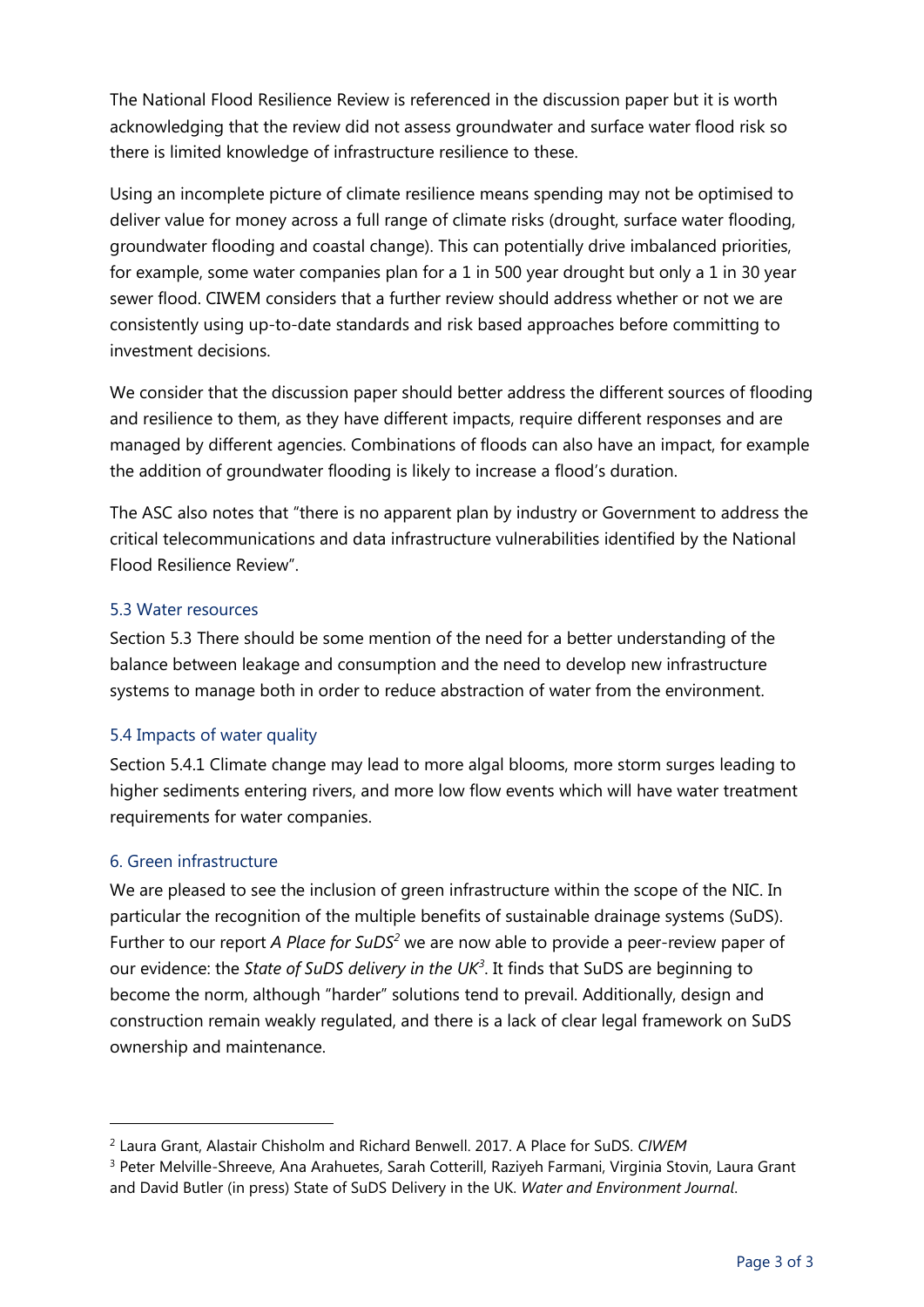The National Flood Resilience Review is referenced in the discussion paper but it is worth acknowledging that the review did not assess groundwater and surface water flood risk so there is limited knowledge of infrastructure resilience to these.

Using an incomplete picture of climate resilience means spending may not be optimised to deliver value for money across a full range of climate risks (drought, surface water flooding, groundwater flooding and coastal change). This can potentially drive imbalanced priorities, for example, some water companies plan for a 1 in 500 year drought but only a 1 in 30 year sewer flood. CIWEM considers that a further review should address whether or not we are consistently using up-to-date standards and risk based approaches before committing to investment decisions.

We consider that the discussion paper should better address the different sources of flooding and resilience to them, as they have different impacts, require different responses and are managed by different agencies. Combinations of floods can also have an impact, for example the addition of groundwater flooding is likely to increase a flood's duration.

The ASC also notes that "there is no apparent plan by industry or Government to address the critical telecommunications and data infrastructure vulnerabilities identified by the National Flood Resilience Review".

### 5.3 Water resources

Section 5.3 There should be some mention of the need for a better understanding of the balance between leakage and consumption and the need to develop new infrastructure systems to manage both in order to reduce abstraction of water from the environment.

### 5.4 Impacts of water quality

Section 5.4.1 Climate change may lead to more algal blooms, more storm surges leading to higher sediments entering rivers, and more low flow events which will have water treatment requirements for water companies.

## 6. Green infrastructure

We are pleased to see the inclusion of green infrastructure within the scope of the NIC. In particular the recognition of the multiple benefits of sustainable drainage systems (SuDS). Further to our report *A Place for SuDS*[2] we are now able to provide a peer-review paper of our evidence: the *State of SuDS delivery in the UK*[3]. It finds that SuDS are beginning to become the norm, although "harder" solutions tend to prevail. Additionally, design and construction remain weakly regulated, and there is a lack of clear legal framework on SuDS ownership and maintenance.

---

[2] Laura Grant, Alastair Chisholm and Richard Benwell. 2017. A Place for SuDS. *CIWEM*

[3] Peter Melville-Shreeve, Ana Arahuetes, Sarah Cotterill, Raziyeh Farmani, Virginia Stovin, Laura Grant and David Butler (in press) State of SuDS Delivery in the UK. *Water and Environment Journal*.